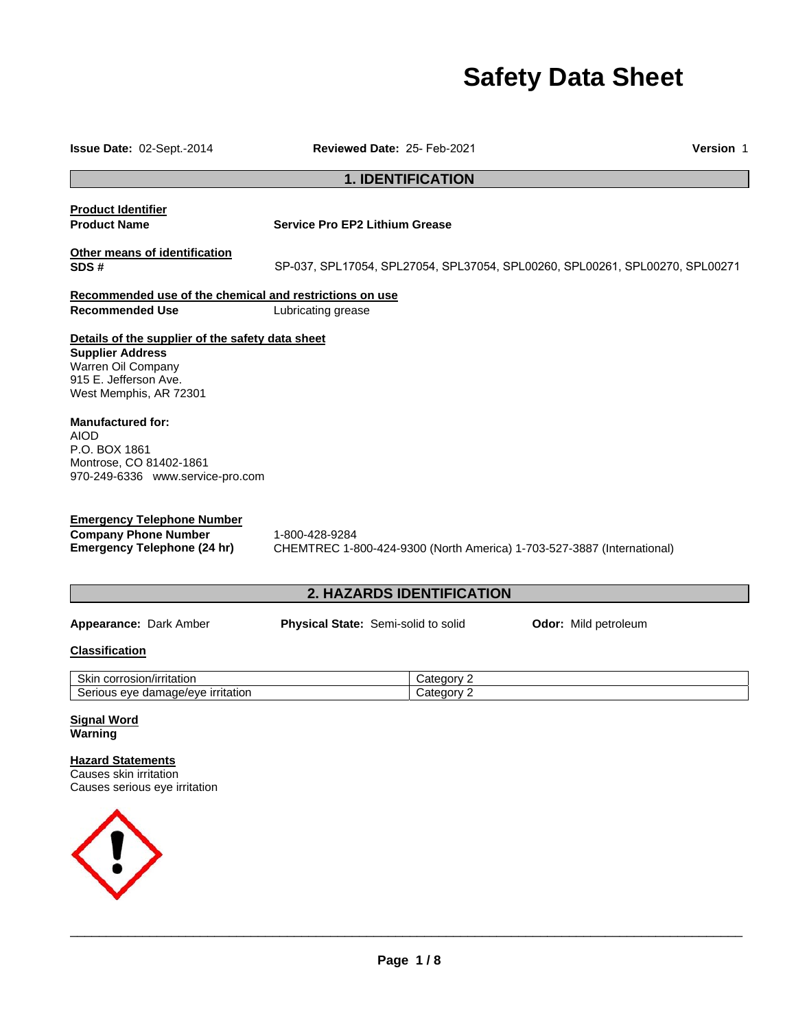# Safety Data Sheet

**Issue Date:** 02-Sept.-2014 **Reviewed Date:** 25- Feb-2021 **Version** 1

## 1. IDENTIFICATION

**Product Identifier**

**Product Name** **Service Pro EP2 Lithium Grease**

**Other means of identification**

**SDS #** SP-037, SPL17054, SPL27054, SPL37054, SPL00260, SPL00261, SPL00270, SPL00271

**Recommended use of the chemical and restrictions on use**

**Recommended Use** Lubricating grease

**Details of the supplier of the safety data sheet**

**Supplier Address**
Warren Oil Company
915 E. Jefferson Ave.
West Memphis, AR 72301

**Manufactured for:**
AIOD
P.O. BOX 1861
Montrose, CO 81402-1861
970-249-6336 www.service-pro.com

**Emergency Telephone Number**

**Company Phone Number** 1-800-428-9284

**Emergency Telephone (24 hr)** CHEMTREC 1-800-424-9300 (North America) 1-703-527-3887 (International)

## 2. HAZARDS IDENTIFICATION

**Appearance:** Dark Amber **Physical State:** Semi-solid to solid **Odor:** Mild petroleum

**Classification**

| | |
|---|---|
| Skin corrosion/irritation | Category 2 |
| Serious eye damage/eye irritation | Category 2 |

**Signal Word**
**Warning**

**Hazard Statements**
Causes skin irritation
Causes serious eye irritation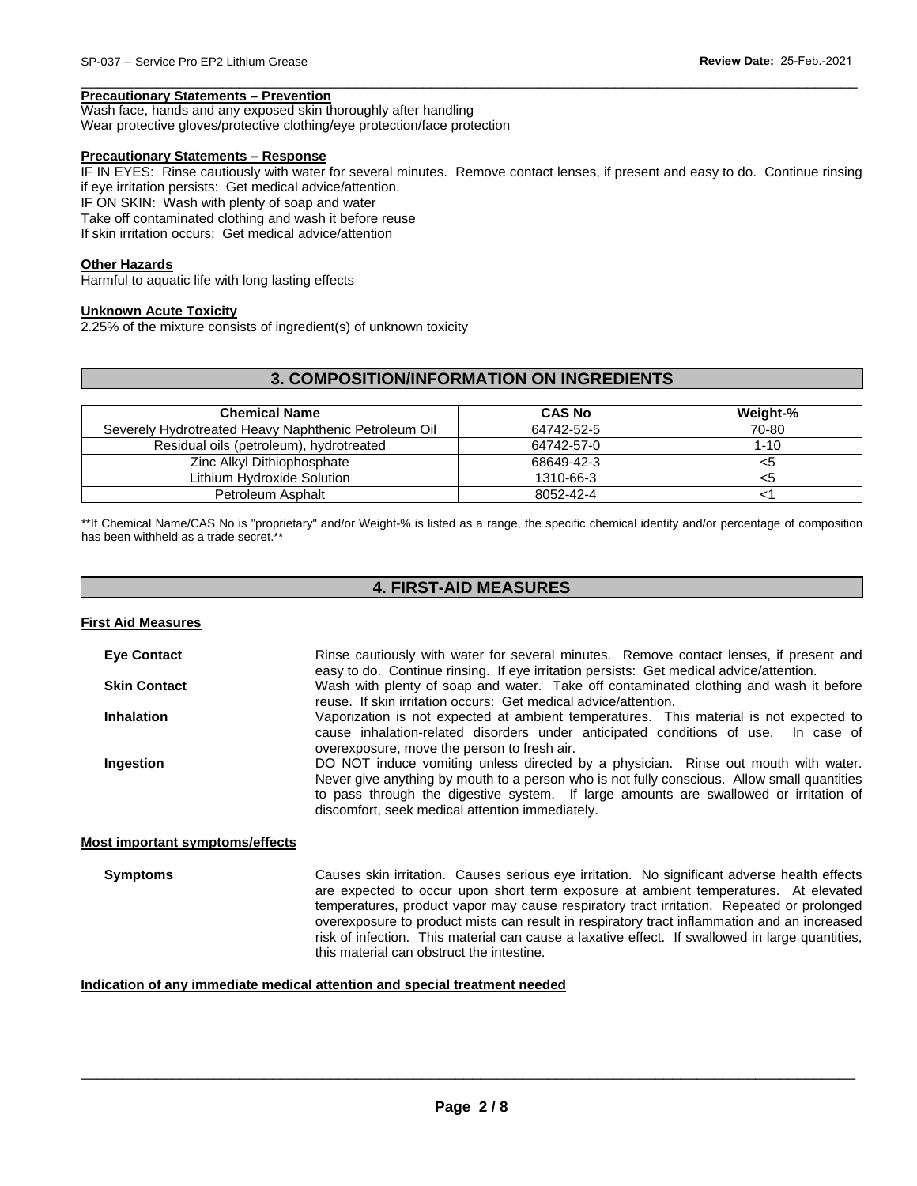**Precautionary Statements – Prevention**

Wash face, hands and any exposed skin thoroughly after handling
Wear protective gloves/protective clothing/eye protection/face protection

**Precautionary Statements – Response**

IF IN EYES: Rinse cautiously with water for several minutes. Remove contact lenses, if present and easy to do. Continue rinsing if eye irritation persists: Get medical advice/attention.
IF ON SKIN: Wash with plenty of soap and water
Take off contaminated clothing and wash it before reuse
If skin irritation occurs: Get medical advice/attention

**Other Hazards**

Harmful to aquatic life with long lasting effects

**Unknown Acute Toxicity**

2.25% of the mixture consists of ingredient(s) of unknown toxicity

## 3. COMPOSITION/INFORMATION ON INGREDIENTS

| Chemical Name | CAS No | Weight-% |
| --- | --- | --- |
| Severely Hydrotreated Heavy Naphthenic Petroleum Oil | 64742-52-5 | 70-80 |
| Residual oils (petroleum), hydrotreated | 64742-57-0 | 1-10 |
| Zinc Alkyl Dithiophosphate | 68649-42-3 | <5 |
| Lithium Hydroxide Solution | 1310-66-3 | <5 |
| Petroleum Asphalt | 8052-42-4 | <1 |

**If Chemical Name/CAS No is "proprietary" and/or Weight-% is listed as a range, the specific chemical identity and/or percentage of composition has been withheld as a trade secret.**

## 4. FIRST-AID MEASURES

**First Aid Measures**

**Eye Contact** Rinse cautiously with water for several minutes. Remove contact lenses, if present and easy to do. Continue rinsing. If eye irritation persists: Get medical advice/attention.

**Skin Contact** Wash with plenty of soap and water. Take off contaminated clothing and wash it before reuse. If skin irritation occurs: Get medical advice/attention.

**Inhalation** Vaporization is not expected at ambient temperatures. This material is not expected to cause inhalation-related disorders under anticipated conditions of use. In case of overexposure, move the person to fresh air.

**Ingestion** DO NOT induce vomiting unless directed by a physician. Rinse out mouth with water. Never give anything by mouth to a person who is not fully conscious. Allow small quantities to pass through the digestive system. If large amounts are swallowed or irritation of discomfort, seek medical attention immediately.

**Most important symptoms/effects**

**Symptoms** Causes skin irritation. Causes serious eye irritation. No significant adverse health effects are expected to occur upon short term exposure at ambient temperatures. At elevated temperatures, product vapor may cause respiratory tract irritation. Repeated or prolonged overexposure to product mists can result in respiratory tract inflammation and an increased risk of infection. This material can cause a laxative effect. If swallowed in large quantities, this material can obstruct the intestine.

**Indication of any immediate medical attention and special treatment needed**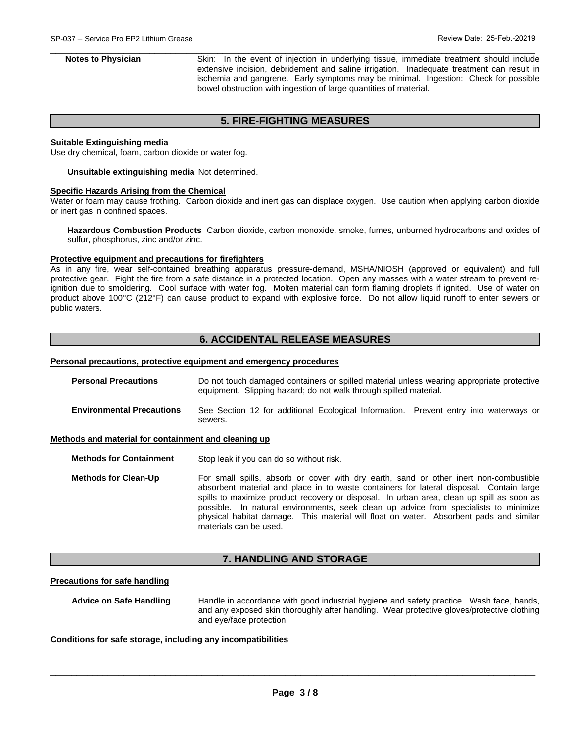**Notes to Physician** Skin: In the event of injection in underlying tissue, immediate treatment should include extensive incision, debridement and saline irrigation. Inadequate treatment can result in ischemia and gangrene. Early symptoms may be minimal. Ingestion: Check for possible bowel obstruction with ingestion of large quantities of material.

## 5. FIRE-FIGHTING MEASURES

**Suitable Extinguishing media**

Use dry chemical, foam, carbon dioxide or water fog.

**Unsuitable extinguishing media** Not determined.

**Specific Hazards Arising from the Chemical**

Water or foam may cause frothing. Carbon dioxide and inert gas can displace oxygen. Use caution when applying carbon dioxide or inert gas in confined spaces.

**Hazardous Combustion Products** Carbon dioxide, carbon monoxide, smoke, fumes, unburned hydrocarbons and oxides of sulfur, phosphorus, zinc and/or zinc.

**Protective equipment and precautions for firefighters**

As in any fire, wear self-contained breathing apparatus pressure-demand, MSHA/NIOSH (approved or equivalent) and full protective gear. Fight the fire from a safe distance in a protected location. Open any masses with a water stream to prevent re-ignition due to smoldering. Cool surface with water fog. Molten material can form flaming droplets if ignited. Use of water on product above 100°C (212°F) can cause product to expand with explosive force. Do not allow liquid runoff to enter sewers or public waters.

## 6. ACCIDENTAL RELEASE MEASURES

**Personal precautions, protective equipment and emergency procedures**

**Personal Precautions** Do not touch damaged containers or spilled material unless wearing appropriate protective equipment. Slipping hazard; do not walk through spilled material.

**Environmental Precautions** See Section 12 for additional Ecological Information. Prevent entry into waterways or sewers.

**Methods and material for containment and cleaning up**

**Methods for Containment** Stop leak if you can do so without risk.

**Methods for Clean-Up** For small spills, absorb or cover with dry earth, sand or other inert non-combustible absorbent material and place in to waste containers for lateral disposal. Contain large spills to maximize product recovery or disposal. In urban area, clean up spill as soon as possible. In natural environments, seek clean up advice from specialists to minimize physical habitat damage. This material will float on water. Absorbent pads and similar materials can be used.

## 7. HANDLING AND STORAGE

**Precautions for safe handling**

**Advice on Safe Handling** Handle in accordance with good industrial hygiene and safety practice. Wash face, hands, and any exposed skin thoroughly after handling. Wear protective gloves/protective clothing and eye/face protection.

**Conditions for safe storage, including any incompatibilities**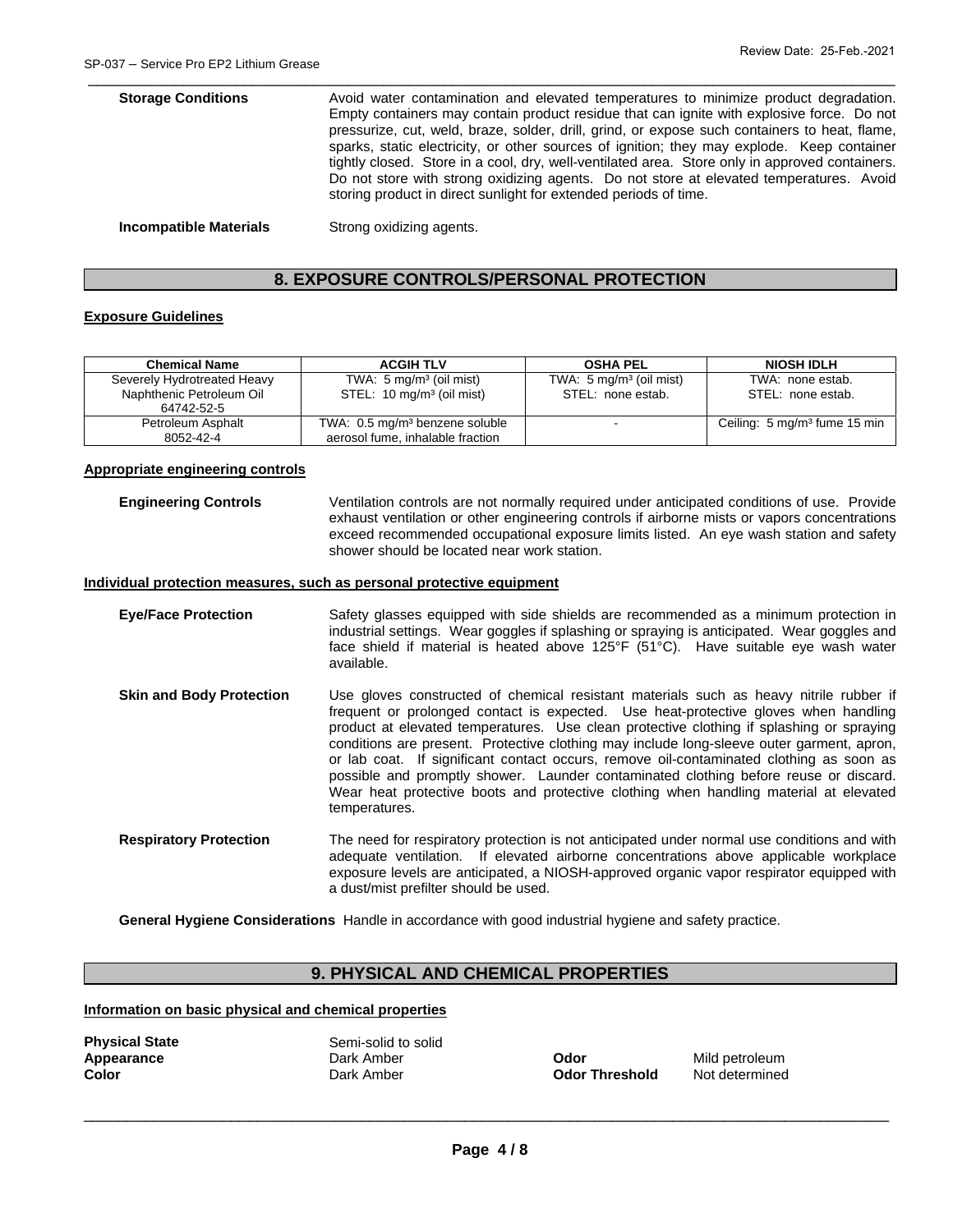**Storage Conditions** Avoid water contamination and elevated temperatures to minimize product degradation. Empty containers may contain product residue that can ignite with explosive force. Do not pressurize, cut, weld, braze, solder, drill, grind, or expose such containers to heat, flame, sparks, static electricity, or other sources of ignition; they may explode. Keep container tightly closed. Store in a cool, dry, well-ventilated area. Store only in approved containers. Do not store with strong oxidizing agents. Do not store at elevated temperatures. Avoid storing product in direct sunlight for extended periods of time.

**Incompatible Materials** Strong oxidizing agents.

## 8. EXPOSURE CONTROLS/PERSONAL PROTECTION

### Exposure Guidelines

| Chemical Name | ACGIH TLV | OSHA PEL | NIOSH IDLH |
|---|---|---|---|
| Severely Hydrotreated Heavy Naphthenic Petroleum Oil 64742-52-5 | TWA: 5 mg/m³ (oil mist) STEL: 10 mg/m³ (oil mist) | TWA: 5 mg/m³ (oil mist) STEL: none estab. | TWA: none estab. STEL: none estab. |
| Petroleum Asphalt 8052-42-4 | TWA: 0.5 mg/m³ benzene soluble aerosol fume, inhalable fraction | - | Ceiling: 5 mg/m³ fume 15 min |

### Appropriate engineering controls

**Engineering Controls** Ventilation controls are not normally required under anticipated conditions of use. Provide exhaust ventilation or other engineering controls if airborne mists or vapors concentrations exceed recommended occupational exposure limits listed. An eye wash station and safety shower should be located near work station.

### Individual protection measures, such as personal protective equipment

**Eye/Face Protection** Safety glasses equipped with side shields are recommended as a minimum protection in industrial settings. Wear goggles if splashing or spraying is anticipated. Wear goggles and face shield if material is heated above 125°F (51°C). Have suitable eye wash water available.

**Skin and Body Protection** Use gloves constructed of chemical resistant materials such as heavy nitrile rubber if frequent or prolonged contact is expected. Use heat-protective gloves when handling product at elevated temperatures. Use clean protective clothing if splashing or spraying conditions are present. Protective clothing may include long-sleeve outer garment, apron, or lab coat. If significant contact occurs, remove oil-contaminated clothing as soon as possible and promptly shower. Launder contaminated clothing before reuse or discard. Wear heat protective boots and protective clothing when handling material at elevated temperatures.

**Respiratory Protection** The need for respiratory protection is not anticipated under normal use conditions and with adequate ventilation. If elevated airborne concentrations above applicable workplace exposure levels are anticipated, a NIOSH-approved organic vapor respirator equipped with a dust/mist prefilter should be used.

**General Hygiene Considerations** Handle in accordance with good industrial hygiene and safety practice.

## 9. PHYSICAL AND CHEMICAL PROPERTIES

### Information on basic physical and chemical properties

**Physical State** Semi-solid to solid
**Appearance** Dark Amber **Odor** Mild petroleum
**Color** Dark Amber **Odor Threshold** Not determined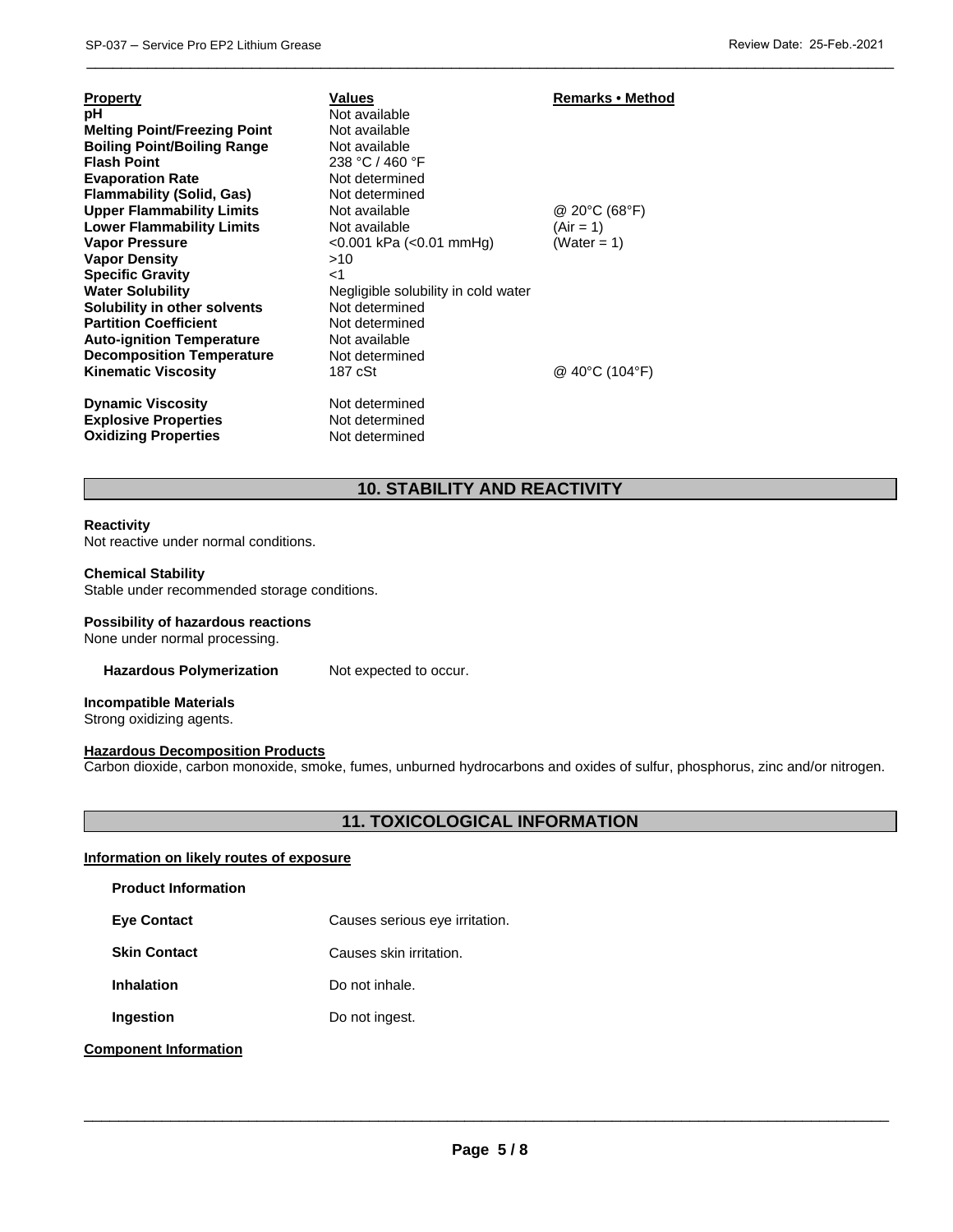| Property | Values | Remarks • Method |
|---|---|---|
| **pH** | Not available | |
| **Melting Point/Freezing Point** | Not available | |
| **Boiling Point/Boiling Range** | Not available | |
| **Flash Point** | 238 °C / 460 °F | |
| **Evaporation Rate** | Not determined | |
| **Flammability (Solid, Gas)** | Not determined | |
| **Upper Flammability Limits** | Not available | @ 20°C (68°F) |
| **Lower Flammability Limits** | Not available | (Air = 1) |
| **Vapor Pressure** | <0.001 kPa (<0.01 mmHg) | (Water = 1) |
| **Vapor Density** | >10 | |
| **Specific Gravity** | <1 | |
| **Water Solubility** | Negligible solubility in cold water | |
| **Solubility in other solvents** | Not determined | |
| **Partition Coefficient** | Not determined | |
| **Auto-ignition Temperature** | Not available | |
| **Decomposition Temperature** | Not determined | |
| **Kinematic Viscosity** | 187 cSt | @ 40°C (104°F) |
| **Dynamic Viscosity** | Not determined | |
| **Explosive Properties** | Not determined | |
| **Oxidizing Properties** | Not determined | |

## 10. STABILITY AND REACTIVITY

**Reactivity**
Not reactive under normal conditions.

**Chemical Stability**
Stable under recommended storage conditions.

**Possibility of hazardous reactions**
None under normal processing.

**Hazardous Polymerization** Not expected to occur.

**Incompatible Materials**
Strong oxidizing agents.

**Hazardous Decomposition Products**
Carbon dioxide, carbon monoxide, smoke, fumes, unburned hydrocarbons and oxides of sulfur, phosphorus, zinc and/or nitrogen.

## 11. TOXICOLOGICAL INFORMATION

**Information on likely routes of exposure**

**Product Information**

| | |
|---|---|
| **Eye Contact** | Causes serious eye irritation. |
| **Skin Contact** | Causes skin irritation. |
| **Inhalation** | Do not inhale. |
| **Ingestion** | Do not ingest. |

**Component Information**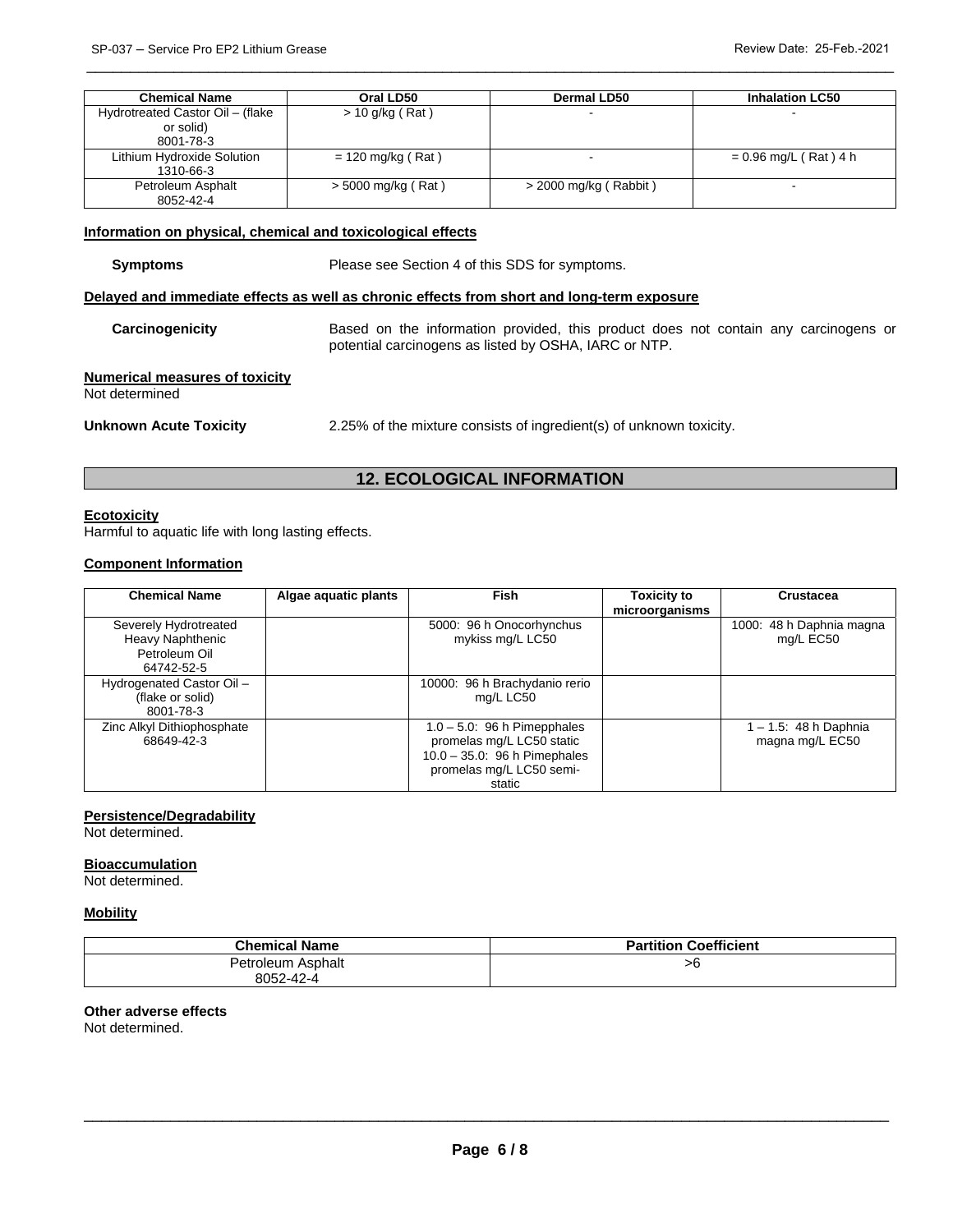| Chemical Name | Oral LD50 | Dermal LD50 | Inhalation LC50 |
|---|---|---|---|
| Hydrotreated Castor Oil – (flake or solid) 8001-78-3 | > 10 g/kg ( Rat ) | - | - |
| Lithium Hydroxide Solution 1310-66-3 | = 120 mg/kg ( Rat ) | - | = 0.96 mg/L ( Rat ) 4 h |
| Petroleum Asphalt 8052-42-4 | > 5000 mg/kg ( Rat ) | > 2000 mg/kg ( Rabbit ) | - |

**Information on physical, chemical and toxicological effects**

**Symptoms** Please see Section 4 of this SDS for symptoms.

**Delayed and immediate effects as well as chronic effects from short and long-term exposure**

**Carcinogenicity** Based on the information provided, this product does not contain any carcinogens or potential carcinogens as listed by OSHA, IARC or NTP.

**Numerical measures of toxicity**
Not determined

**Unknown Acute Toxicity** 2.25% of the mixture consists of ingredient(s) of unknown toxicity.

## 12. ECOLOGICAL INFORMATION

**Ecotoxicity**
Harmful to aquatic life with long lasting effects.

**Component Information**

| Chemical Name | Algae aquatic plants | Fish | Toxicity to microorganisms | Crustacea |
|---|---|---|---|---|
| Severely Hydrotreated Heavy Naphthenic Petroleum Oil 64742-52-5 | | 5000: 96 h Onocorhynchus mykiss mg/L LC50 | | 1000: 48 h Daphnia magna mg/L EC50 |
| Hydrogenated Castor Oil – (flake or solid) 8001-78-3 | | 10000: 96 h Brachydanio rerio mg/L LC50 | | |
| Zinc Alkyl Dithiophosphate 68649-42-3 | | 1.0 – 5.0: 96 h Pimepphales promelas mg/L LC50 static 10.0 – 35.0: 96 h Pimephales promelas mg/L LC50 semi-static | | 1 – 1.5: 48 h Daphnia magna mg/L EC50 |

**Persistence/Degradability**
Not determined.

**Bioaccumulation**
Not determined.

**Mobility**

| Chemical Name | Partition Coefficient |
|---|---|
| Petroleum Asphalt 8052-42-4 | >6 |

**Other adverse effects**
Not determined.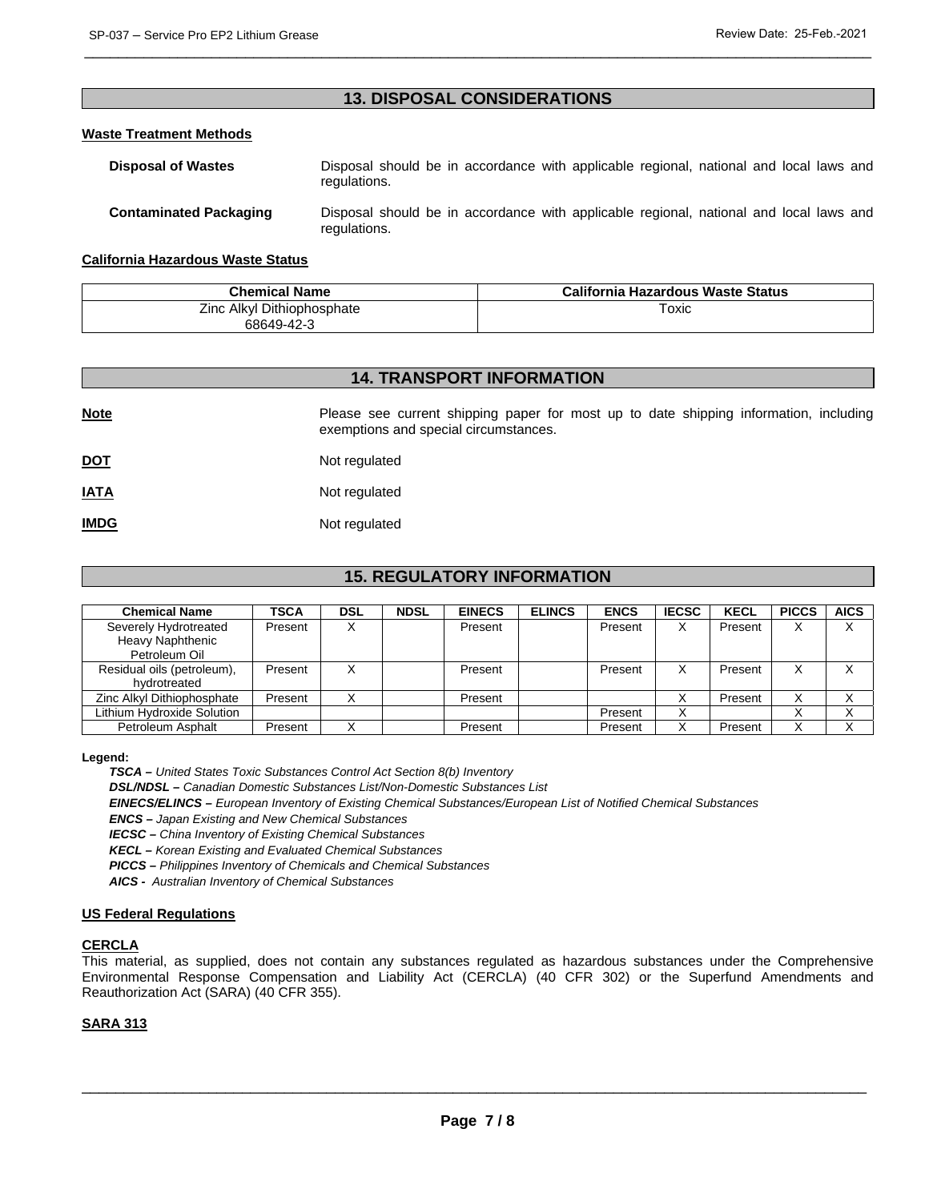## 13. DISPOSAL CONSIDERATIONS

**Waste Treatment Methods**

**Disposal of Wastes** Disposal should be in accordance with applicable regional, national and local laws and regulations.

**Contaminated Packaging** Disposal should be in accordance with applicable regional, national and local laws and regulations.

**California Hazardous Waste Status**

| Chemical Name | California Hazardous Waste Status |
|---|---|
| Zinc Alkyl Dithiophosphate 68649-42-3 | Toxic |

## 14. TRANSPORT INFORMATION

**Note** Please see current shipping paper for most up to date shipping information, including exemptions and special circumstances.

**DOT** Not regulated

**IATA** Not regulated

**IMDG** Not regulated

## 15. REGULATORY INFORMATION

| Chemical Name | TSCA | DSL | NDSL | EINECS | ELINCS | ENCS | IECSC | KECL | PICCS | AICS |
|---|---|---|---|---|---|---|---|---|---|---|
| Severely Hydrotreated Heavy Naphthenic Petroleum Oil | Present | X | | Present | | Present | X | Present | X | X |
| Residual oils (petroleum), hydrotreated | Present | X | | Present | | Present | X | Present | X | X |
| Zinc Alkyl Dithiophosphate | Present | X | | Present | | | X | Present | X | X |
| Lithium Hydroxide Solution | | | | | | Present | X | | X | X |
| Petroleum Asphalt | Present | X | | Present | | Present | X | Present | X | X |

**Legend:**

***TSCA*** *– United States Toxic Substances Control Act Section 8(b) Inventory*
***DSL/NDSL*** *– Canadian Domestic Substances List/Non-Domestic Substances List*
***EINECS/ELINCS*** *– European Inventory of Existing Chemical Substances/European List of Notified Chemical Substances*
***ENCS*** *– Japan Existing and New Chemical Substances*
***IECSC*** *– China Inventory of Existing Chemical Substances*
***KECL*** *– Korean Existing and Evaluated Chemical Substances*
***PICCS*** *– Philippines Inventory of Chemicals and Chemical Substances*
***AICS*** *- Australian Inventory of Chemical Substances*

**US Federal Regulations**

**CERCLA**

This material, as supplied, does not contain any substances regulated as hazardous substances under the Comprehensive Environmental Response Compensation and Liability Act (CERCLA) (40 CFR 302) or the Superfund Amendments and Reauthorization Act (SARA) (40 CFR 355).

**SARA 313**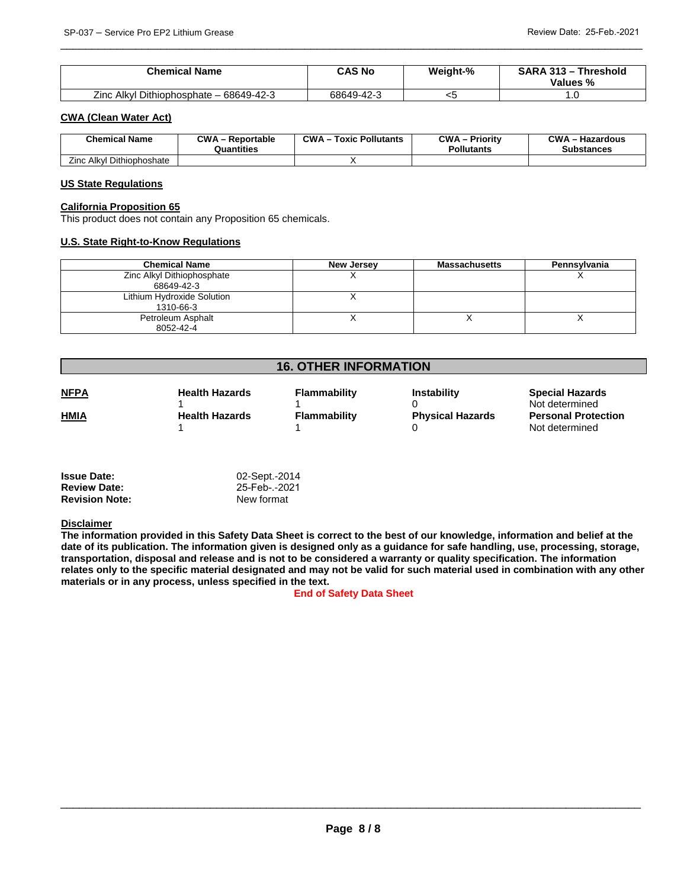| Chemical Name | CAS No | Weight-% | SARA 313 – Threshold Values % |
|---|---|---|---|
| Zinc Alkyl Dithiophosphate – 68649-42-3 | 68649-42-3 | <5 | 1.0 |

**CWA (Clean Water Act)**

| Chemical Name | CWA – Reportable Quantities | CWA – Toxic Pollutants | CWA – Priority Pollutants | CWA – Hazardous Substances |
|---|---|---|---|---|
| Zinc Alkyl Dithiophoshate | | X | | |

**US State Regulations**

**California Proposition 65**

This product does not contain any Proposition 65 chemicals.

**U.S. State Right-to-Know Regulations**

| Chemical Name | New Jersey | Massachusetts | Pennsylvania |
|---|---|---|---|
| Zinc Alkyl Dithiophosphate 68649-42-3 | X | | X |
| Lithium Hydroxide Solution 1310-66-3 | X | | |
| Petroleum Asphalt 8052-42-4 | X | X | X |

## 16. OTHER INFORMATION

| | | | | |
|---|---|---|---|---|
| **NFPA** | **Health Hazards** 1 | **Flammability** 1 | **Instability** 0 | **Special Hazards** Not determined |
| **HMIA** | **Health Hazards** 1 | **Flammability** 1 | **Physical Hazards** 0 | **Personal Protection** Not determined |

**Issue Date:** 02-Sept.-2014
**Review Date:** 25-Feb-.-2021
**Revision Note:** New format

**Disclaimer**

**The information provided in this Safety Data Sheet is correct to the best of our knowledge, information and belief at the date of its publication. The information given is designed only as a guidance for safe handling, use, processing, storage, transportation, disposal and release and is not to be considered a warranty or quality specification. The information relates only to the specific material designated and may not be valid for such material used in combination with any other materials or in any process, unless specified in the text.**

**End of Safety Data Sheet**